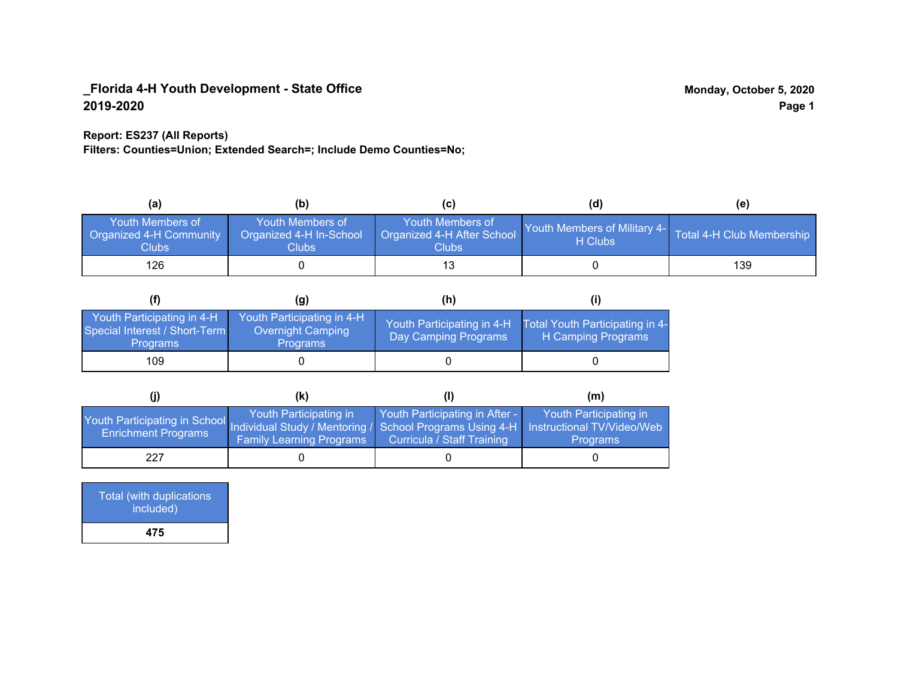**_Florida 4-H Youth Development - State Office**
**2019-2020**

**Monday, October 5, 2020**

**Report: ES237 (All Reports)**
**Filters: Counties=Union; Extended Search=; Include Demo Counties=No;**

| (a) Youth Members of Organized 4-H Community Clubs | (b) Youth Members of Organized 4-H In-School Clubs | (c) Youth Members of Organized 4-H After School Clubs | (d) Youth Members of Military 4-H Clubs | (e) Total 4-H Club Membership |
|---|---|---|---|---|
| 126 | 0 | 13 | 0 | 139 |

| (f) Youth Participating in 4-H Special Interest / Short-Term Programs | (g) Youth Participating in 4-H Overnight Camping Programs | (h) Youth Participating in 4-H Day Camping Programs | (i) Total Youth Participating in 4-H Camping Programs |
|---|---|---|---|
| 109 | 0 | 0 | 0 |

| (j) Youth Participating in School Enrichment Programs | (k) Youth Participating in Individual Study / Mentoring / Family Learning Programs | (l) Youth Participating in After - School Programs Using 4-H Curricula / Staff Training | (m) Youth Participating in Instructional TV/Video/Web Programs |
|---|---|---|---|
| 227 | 0 | 0 | 0 |

| Total (with duplications included) |
|---|
| **475** |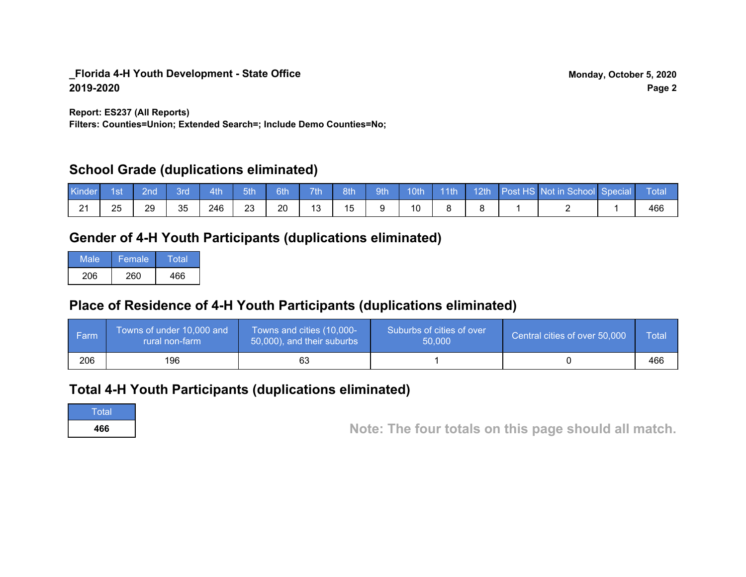**_Florida 4-H Youth Development - State Office**
**2019-2020**

**Report: ES237 (All Reports)**
**Filters: Counties=Union; Extended Search=; Include Demo Counties=No;**

## School Grade (duplications eliminated)

| Kinder | 1st | 2nd | 3rd | 4th | 5th | 6th | 7th | 8th | 9th | 10th | 11th | 12th | Post HS | Not in School | Special | Total |
|---|---|---|---|---|---|---|---|---|---|---|---|---|---|---|---|---|
| 21 | 25 | 29 | 35 | 246 | 23 | 20 | 13 | 15 | 9 | 10 | 8 | 8 | 1 | 2 | 1 | 466 |

## Gender of 4-H Youth Participants (duplications eliminated)

| Male | Female | Total |
|---|---|---|
| 206 | 260 | 466 |

## Place of Residence of 4-H Youth Participants (duplications eliminated)

| Farm | Towns of under 10,000 and rural non-farm | Towns and cities (10,000-50,000), and their suburbs | Suburbs of cities of over 50,000 | Central cities of over 50,000 | Total |
|---|---|---|---|---|---|
| 206 | 196 | 63 | 1 | 0 | 466 |

## Total 4-H Youth Participants (duplications eliminated)

| Total |
|---|
| **466** |

**Note: The four totals on this page should all match.**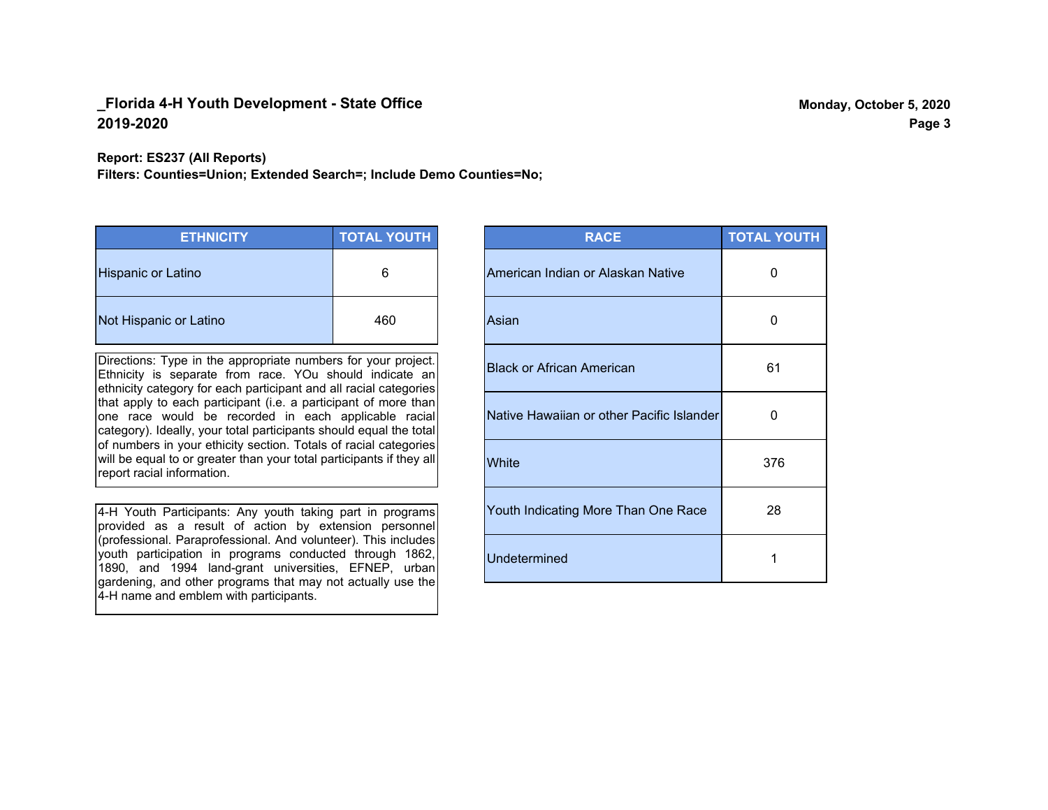**_Florida 4-H Youth Development - State Office**
**2019-2020**

**Monday, October 5, 2020**

**Report: ES237 (All Reports)**
**Filters: Counties=Union; Extended Search=; Include Demo Counties=No;**

| ETHNICITY | TOTAL YOUTH |
|---|---|
| Hispanic or Latino | 6 |
| Not Hispanic or Latino | 460 |

Directions: Type in the appropriate numbers for your project. Ethnicity is separate from race. YOu should indicate an ethnicity category for each participant and all racial categories that apply to each participant (i.e. a participant of more than one race would be recorded in each applicable racial category). Ideally, your total participants should equal the total of numbers in your ethicity section. Totals of racial categories will be equal to or greater than your total participants if they all report racial information.

4-H Youth Participants: Any youth taking part in programs provided as a result of action by extension personnel (professional. Paraprofessional. And volunteer). This includes youth participation in programs conducted through 1862, 1890, and 1994 land-grant universities, EFNEP, urban gardening, and other programs that may not actually use the 4-H name and emblem with participants.

| RACE | TOTAL YOUTH |
|---|---|
| American Indian or Alaskan Native | 0 |
| Asian | 0 |
| Black or African American | 61 |
| Native Hawaiian or other Pacific Islander | 0 |
| White | 376 |
| Youth Indicating More Than One Race | 28 |
| Undetermined | 1 |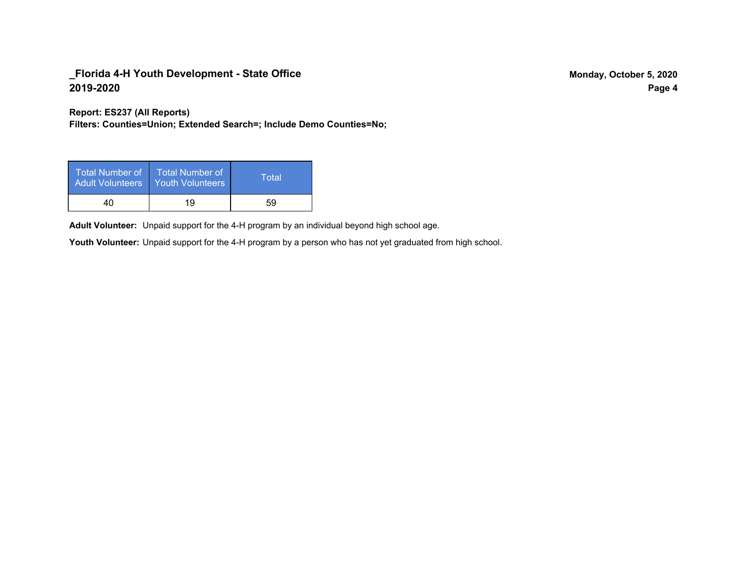**Report: ES237 (All Reports)**
**Filters: Counties=Union; Extended Search=; Include Demo Counties=No;**

| Total Number of Adult Volunteers | Total Number of Youth Volunteers | Total |
|---|---|---|
| 40 | 19 | 59 |

**Adult Volunteer:** Unpaid support for the 4-H program by an individual beyond high school age.

**Youth Volunteer:** Unpaid support for the 4-H program by a person who has not yet graduated from high school.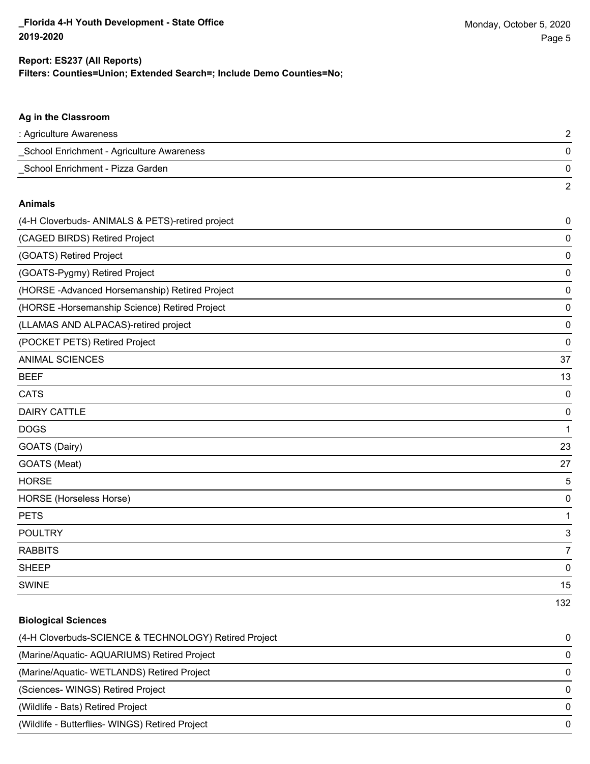**Report: ES237 (All Reports)**
**Filters: Counties=Union; Extended Search=; Include Demo Counties=No;**

### Ag in the Classroom

| | |
|---|---|
| : Agriculture Awareness | 2 |
| _School Enrichment - Agriculture Awareness | 0 |
| _School Enrichment - Pizza Garden | 0 |
| | 2 |

### Animals

| | |
|---|---|
| (4-H Cloverbuds- ANIMALS & PETS)-retired project | 0 |
| (CAGED BIRDS) Retired Project | 0 |
| (GOATS) Retired Project | 0 |
| (GOATS-Pygmy) Retired Project | 0 |
| (HORSE -Advanced Horsemanship) Retired Project | 0 |
| (HORSE -Horsemanship Science) Retired Project | 0 |
| (LLAMAS AND ALPACAS)-retired project | 0 |
| (POCKET PETS) Retired Project | 0 |
| ANIMAL SCIENCES | 37 |
| BEEF | 13 |
| CATS | 0 |
| DAIRY CATTLE | 0 |
| DOGS | 1 |
| GOATS (Dairy) | 23 |
| GOATS (Meat) | 27 |
| HORSE | 5 |
| HORSE (Horseless Horse) | 0 |
| PETS | 1 |
| POULTRY | 3 |
| RABBITS | 7 |
| SHEEP | 0 |
| SWINE | 15 |
| | 132 |

### Biological Sciences

| | |
|---|---|
| (4-H Cloverbuds-SCIENCE & TECHNOLOGY) Retired Project | 0 |
| (Marine/Aquatic- AQUARIUMS) Retired Project | 0 |
| (Marine/Aquatic- WETLANDS) Retired Project | 0 |
| (Sciences- WINGS) Retired Project | 0 |
| (Wildlife - Bats) Retired Project | 0 |
| (Wildlife - Butterflies- WINGS) Retired Project | 0 |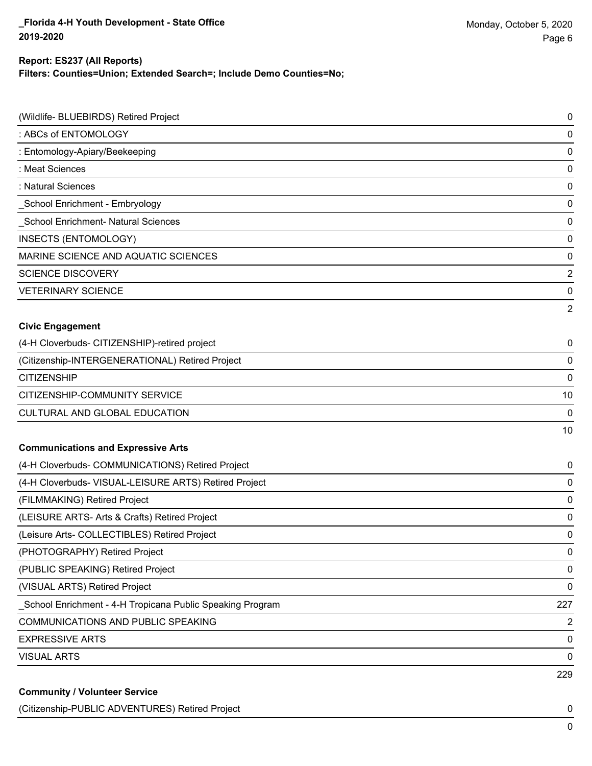**Report: ES237 (All Reports)**
**Filters: Counties=Union; Extended Search=; Include Demo Counties=No;**

| | |
|---|---|
| (Wildlife- BLUEBIRDS) Retired Project | 0 |
| : ABCs of ENTOMOLOGY | 0 |
| : Entomology-Apiary/Beekeeping | 0 |
| : Meat Sciences | 0 |
| : Natural Sciences | 0 |
| _School Enrichment - Embryology | 0 |
| _School Enrichment- Natural Sciences | 0 |
| INSECTS (ENTOMOLOGY) | 0 |
| MARINE SCIENCE AND AQUATIC SCIENCES | 0 |
| SCIENCE DISCOVERY | 2 |
| VETERINARY SCIENCE | 0 |
| | 2 |

**Civic Engagement**

| | |
|---|---|
| (4-H Cloverbuds- CITIZENSHIP)-retired project | 0 |
| (Citizenship-INTERGENERATIONAL) Retired Project | 0 |
| CITIZENSHIP | 0 |
| CITIZENSHIP-COMMUNITY SERVICE | 10 |
| CULTURAL AND GLOBAL EDUCATION | 0 |
| | 10 |

**Communications and Expressive Arts**

| | |
|---|---|
| (4-H Cloverbuds- COMMUNICATIONS) Retired Project | 0 |
| (4-H Cloverbuds- VISUAL-LEISURE ARTS) Retired Project | 0 |
| (FILMMAKING) Retired Project | 0 |
| (LEISURE ARTS- Arts & Crafts) Retired Project | 0 |
| (Leisure Arts- COLLECTIBLES) Retired Project | 0 |
| (PHOTOGRAPHY) Retired Project | 0 |
| (PUBLIC SPEAKING) Retired Project | 0 |
| (VISUAL ARTS) Retired Project | 0 |
| _School Enrichment - 4-H Tropicana Public Speaking Program | 227 |
| COMMUNICATIONS AND PUBLIC SPEAKING | 2 |
| EXPRESSIVE ARTS | 0 |
| VISUAL ARTS | 0 |
| | 229 |

**Community / Volunteer Service**

| | |
|---|---|
| (Citizenship-PUBLIC ADVENTURES) Retired Project | 0 |
| | 0 |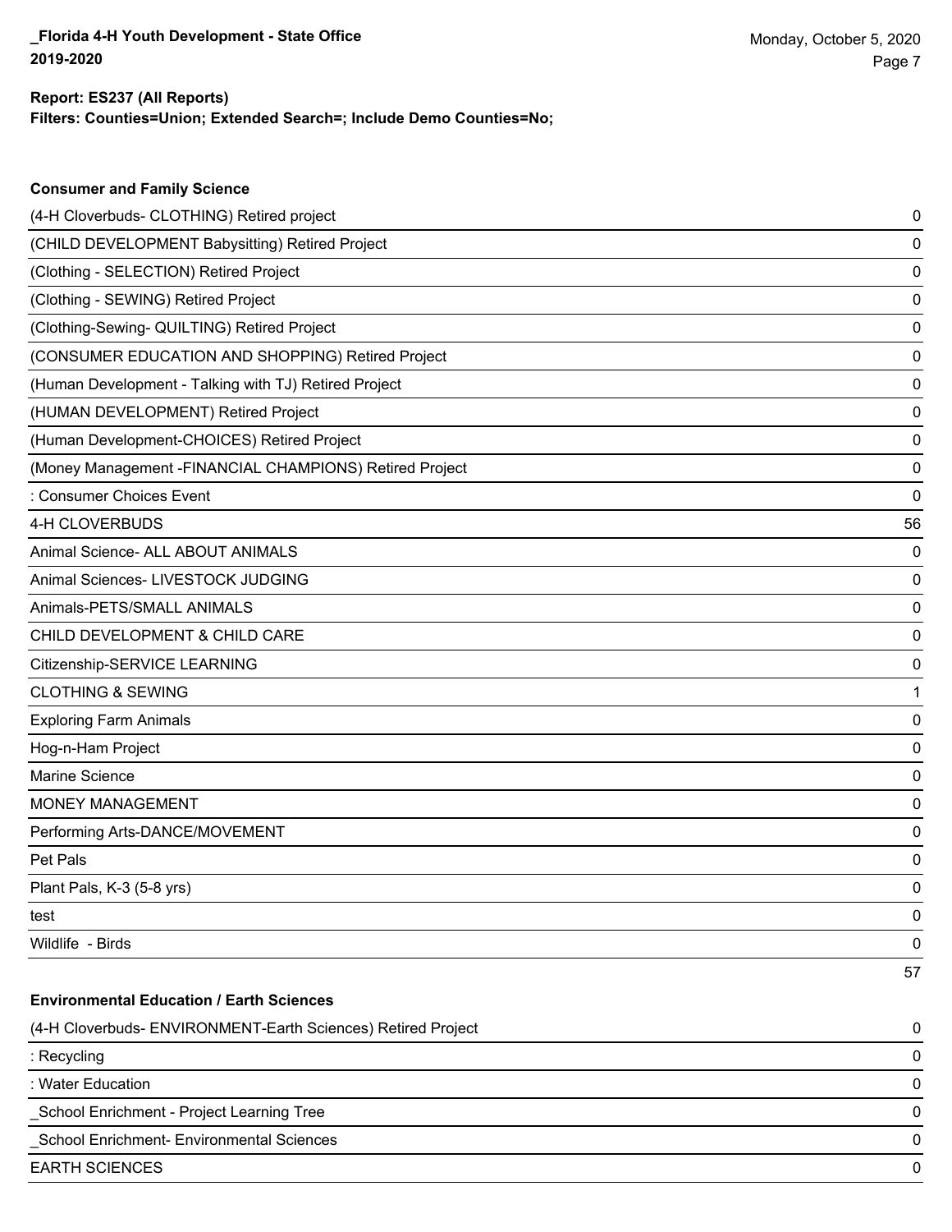**Report: ES237 (All Reports)**
**Filters: Counties=Union; Extended Search=; Include Demo Counties=No;**

### Consumer and Family Science

| Project | Count |
|---|---|
| (4-H Cloverbuds- CLOTHING) Retired project | 0 |
| (CHILD DEVELOPMENT Babysitting) Retired Project | 0 |
| (Clothing - SELECTION) Retired Project | 0 |
| (Clothing - SEWING) Retired Project | 0 |
| (Clothing-Sewing- QUILTING) Retired Project | 0 |
| (CONSUMER EDUCATION AND SHOPPING) Retired Project | 0 |
| (Human Development - Talking with TJ) Retired Project | 0 |
| (HUMAN DEVELOPMENT) Retired Project | 0 |
| (Human Development-CHOICES) Retired Project | 0 |
| (Money Management -FINANCIAL CHAMPIONS) Retired Project | 0 |
| : Consumer Choices Event | 0 |
| 4-H CLOVERBUDS | 56 |
| Animal Science- ALL ABOUT ANIMALS | 0 |
| Animal Sciences- LIVESTOCK JUDGING | 0 |
| Animals-PETS/SMALL ANIMALS | 0 |
| CHILD DEVELOPMENT & CHILD CARE | 0 |
| Citizenship-SERVICE LEARNING | 0 |
| CLOTHING & SEWING | 1 |
| Exploring Farm Animals | 0 |
| Hog-n-Ham Project | 0 |
| Marine Science | 0 |
| MONEY MANAGEMENT | 0 |
| Performing Arts-DANCE/MOVEMENT | 0 |
| Pet Pals | 0 |
| Plant Pals, K-3 (5-8 yrs) | 0 |
| test | 0 |
| Wildlife - Birds | 0 |
| | 57 |

### Environmental Education / Earth Sciences

| Project | Count |
|---|---|
| (4-H Cloverbuds- ENVIRONMENT-Earth Sciences) Retired Project | 0 |
| : Recycling | 0 |
| : Water Education | 0 |
| _School Enrichment - Project Learning Tree | 0 |
| _School Enrichment- Environmental Sciences | 0 |
| EARTH SCIENCES | 0 |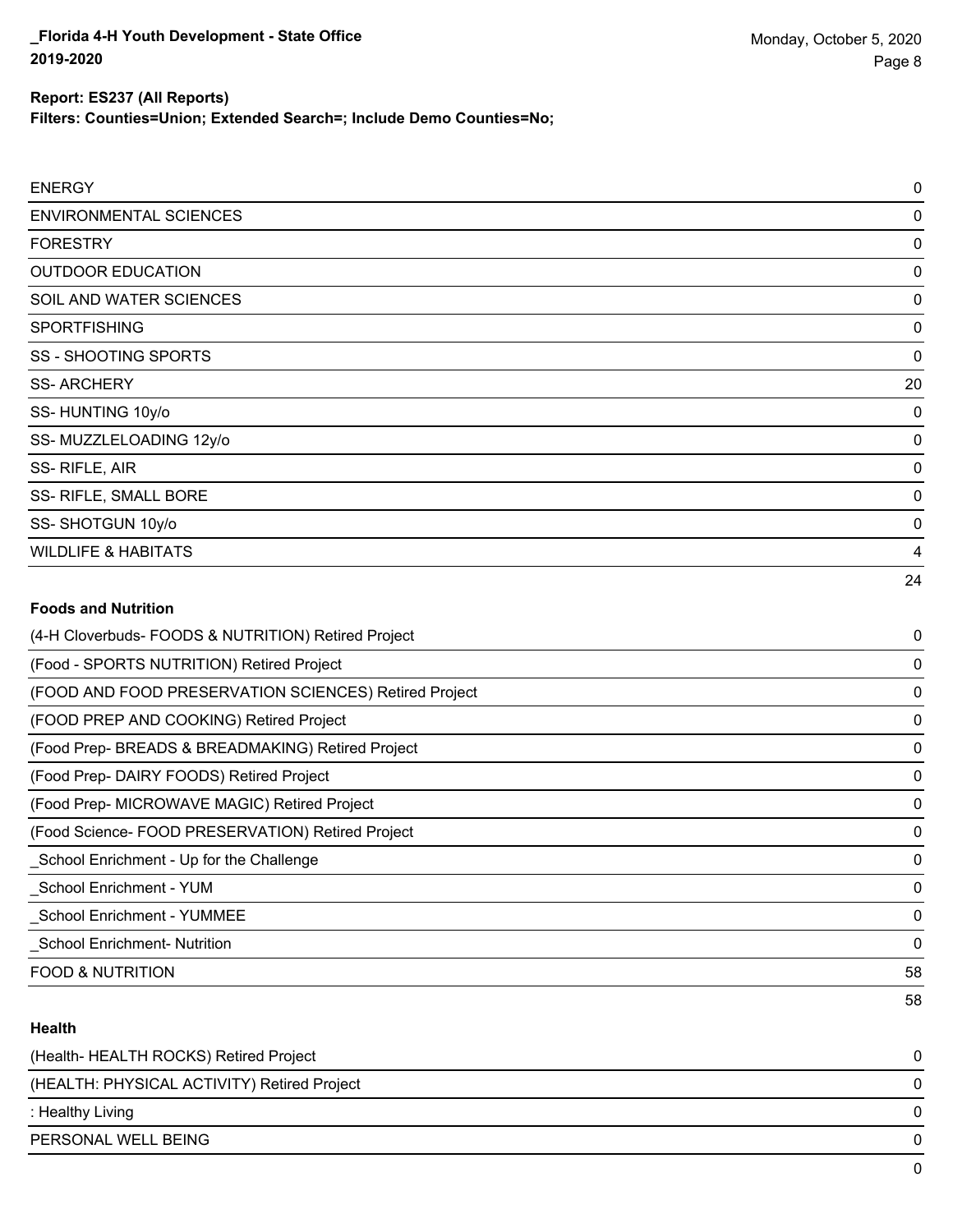**Report: ES237 (All Reports)**
**Filters: Counties=Union; Extended Search=; Include Demo Counties=No;**

| | |
|---|---|
| ENERGY | 0 |
| ENVIRONMENTAL SCIENCES | 0 |
| FORESTRY | 0 |
| OUTDOOR EDUCATION | 0 |
| SOIL AND WATER SCIENCES | 0 |
| SPORTFISHING | 0 |
| SS - SHOOTING SPORTS | 0 |
| SS- ARCHERY | 20 |
| SS- HUNTING 10y/o | 0 |
| SS- MUZZLELOADING 12y/o | 0 |
| SS- RIFLE, AIR | 0 |
| SS- RIFLE, SMALL BORE | 0 |
| SS- SHOTGUN 10y/o | 0 |
| WILDLIFE & HABITATS | 4 |
| | 24 |

**Foods and Nutrition**

| | |
|---|---|
| (4-H Cloverbuds- FOODS & NUTRITION) Retired Project | 0 |
| (Food - SPORTS NUTRITION) Retired Project | 0 |
| (FOOD AND FOOD PRESERVATION SCIENCES) Retired Project | 0 |
| (FOOD PREP AND COOKING) Retired Project | 0 |
| (Food Prep- BREADS & BREADMAKING) Retired Project | 0 |
| (Food Prep- DAIRY FOODS) Retired Project | 0 |
| (Food Prep- MICROWAVE MAGIC) Retired Project | 0 |
| (Food Science- FOOD PRESERVATION) Retired Project | 0 |
| _School Enrichment - Up for the Challenge | 0 |
| _School Enrichment - YUM | 0 |
| _School Enrichment - YUMMEE | 0 |
| _School Enrichment- Nutrition | 0 |
| FOOD & NUTRITION | 58 |
| | 58 |

**Health**

| | |
|---|---|
| (Health- HEALTH ROCKS) Retired Project | 0 |
| (HEALTH: PHYSICAL ACTIVITY) Retired Project | 0 |
| : Healthy Living | 0 |
| PERSONAL WELL BEING | 0 |
| | 0 |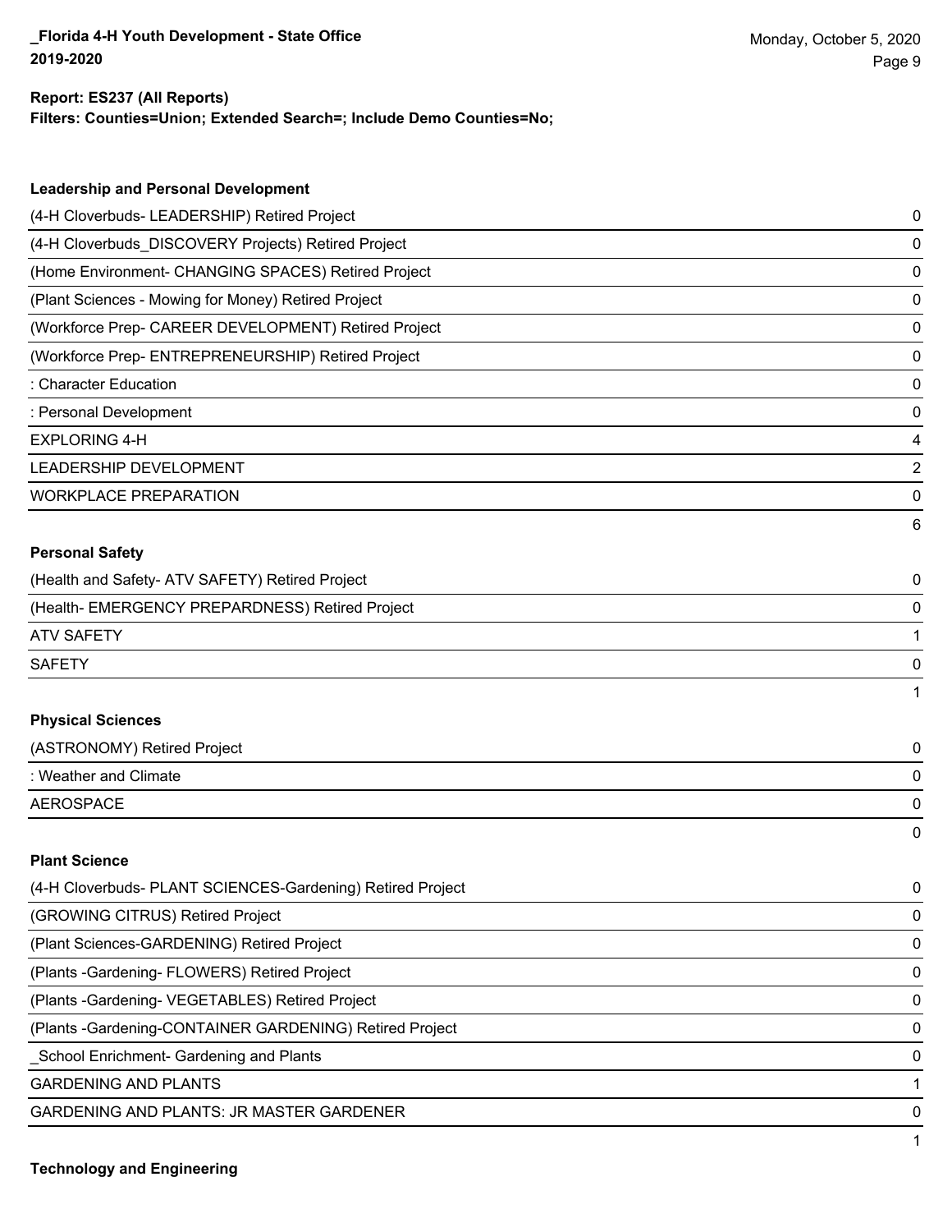**Report: ES237 (All Reports)**
**Filters: Counties=Union; Extended Search=; Include Demo Counties=No;**

### Leadership and Personal Development

| | |
|---|---|
| (4-H Cloverbuds- LEADERSHIP) Retired Project | 0 |
| (4-H Cloverbuds_DISCOVERY Projects) Retired Project | 0 |
| (Home Environment- CHANGING SPACES) Retired Project | 0 |
| (Plant Sciences - Mowing for Money) Retired Project | 0 |
| (Workforce Prep- CAREER DEVELOPMENT) Retired Project | 0 |
| (Workforce Prep- ENTREPRENEURSHIP) Retired Project | 0 |
| : Character Education | 0 |
| : Personal Development | 0 |
| EXPLORING 4-H | 4 |
| LEADERSHIP DEVELOPMENT | 2 |
| WORKPLACE PREPARATION | 0 |
| | 6 |

### Personal Safety

| | |
|---|---|
| (Health and Safety- ATV SAFETY) Retired Project | 0 |
| (Health- EMERGENCY PREPARDNESS) Retired Project | 0 |
| ATV SAFETY | 1 |
| SAFETY | 0 |
| | 1 |

### Physical Sciences

| | |
|---|---|
| (ASTRONOMY) Retired Project | 0 |
| : Weather and Climate | 0 |
| AEROSPACE | 0 |
| | 0 |

### Plant Science

| | |
|---|---|
| (4-H Cloverbuds- PLANT SCIENCES-Gardening) Retired Project | 0 |
| (GROWING CITRUS) Retired Project | 0 |
| (Plant Sciences-GARDENING) Retired Project | 0 |
| (Plants -Gardening- FLOWERS) Retired Project | 0 |
| (Plants -Gardening- VEGETABLES) Retired Project | 0 |
| (Plants -Gardening-CONTAINER GARDENING) Retired Project | 0 |
| _School Enrichment- Gardening and Plants | 0 |
| GARDENING AND PLANTS | 1 |
| GARDENING AND PLANTS: JR MASTER GARDENER | 0 |
| | 1 |

### Technology and Engineering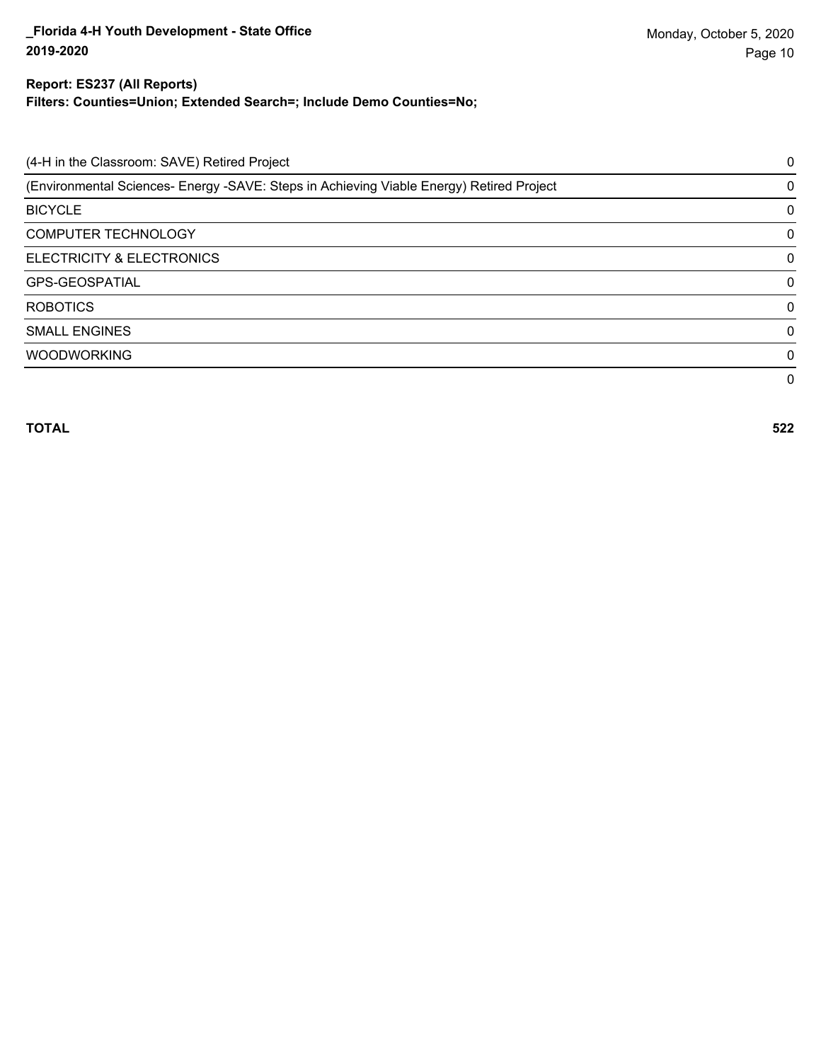**_Florida 4-H Youth Development - State Office**
**2019-2020**

Monday, October 5, 2020

**Report: ES237 (All Reports)**
**Filters: Counties=Union; Extended Search=; Include Demo Counties=No;**

| | |
|---|---|
| (4-H in the Classroom: SAVE) Retired Project | 0 |
| (Environmental Sciences- Energy -SAVE: Steps in Achieving Viable Energy) Retired Project | 0 |
| BICYCLE | 0 |
| COMPUTER TECHNOLOGY | 0 |
| ELECTRICITY & ELECTRONICS | 0 |
| GPS-GEOSPATIAL | 0 |
| ROBOTICS | 0 |
| SMALL ENGINES | 0 |
| WOODWORKING | 0 |
| | 0 |

**TOTAL** **522**